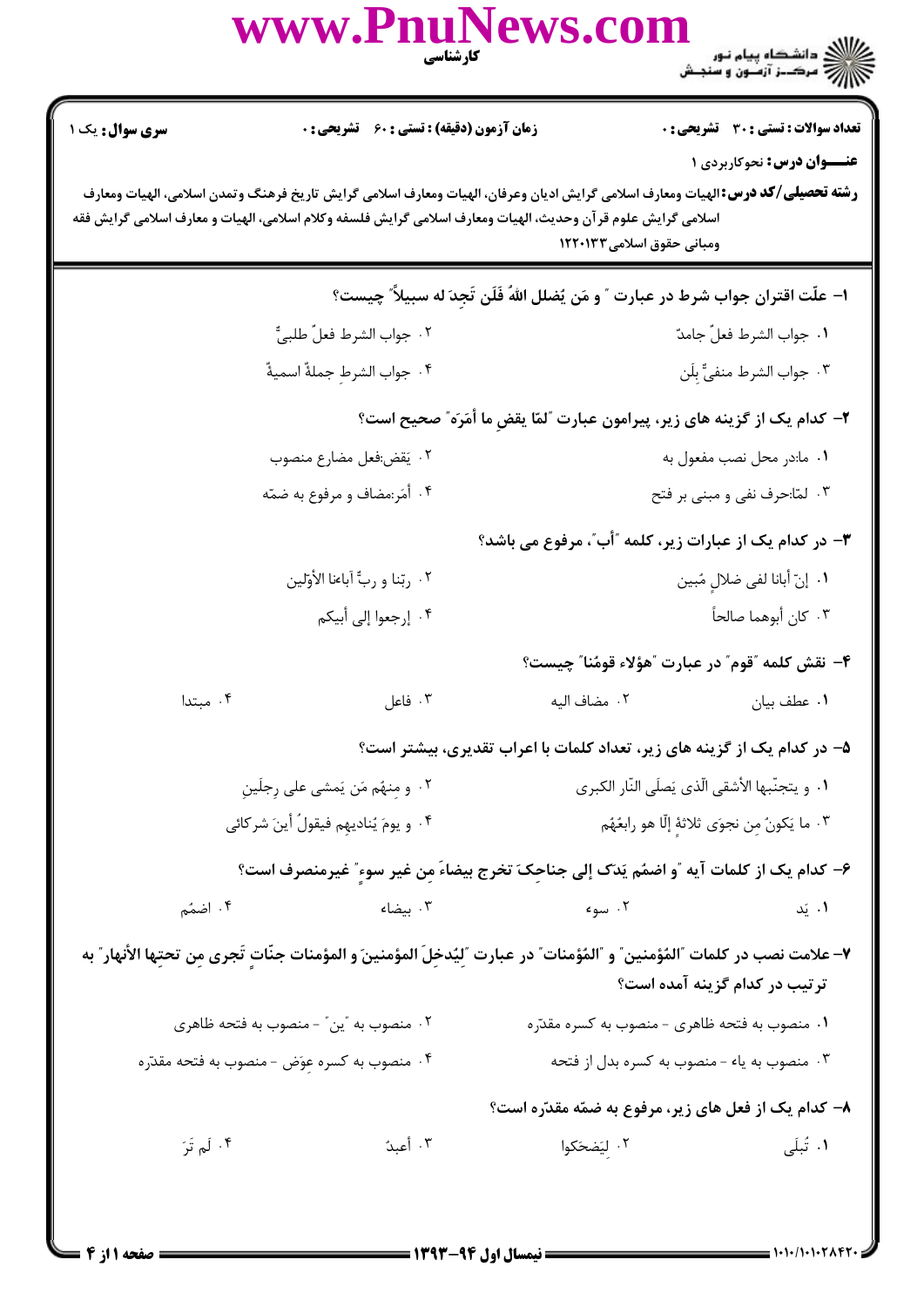**تعداد سوالات : تستی : ۳۰ تشریحی : ۰** | **زمان آزمون (دقیقه) : تستی : ۶۰ تشریحی : ۰** | **سری سوال : یک ۱**

**عنـــوان درس:** نحوکاربردی ۱

**رشته تحصیلی/کد درس:** الهیات ومعارف اسلامی گرایش ادیان وعرفان، الهیات ومعارف اسلامی گرایش تاریخ فرهنگ وتمدن اسلامی، الهیات ومعارف اسلامی گرایش علوم قرآن وحدیث، الهیات ومعارف اسلامی گرایش فلسفه وکلام اسلامی، الهیات و معارف اسلامی گرایش فقه ومبانی حقوق اسلامی ۱۲۲۰۱۳۳

**۱- علّت اقتران جواب شرط در عبارت " و مَن يُضلل اللهُ فَلَن تَجِدَ له سبيلاً" چيست؟**

۱. جواب الشرط فعلٌ جامدٌ

۲. جواب الشرط فعلٌ طلبیٌّ

۳. جواب الشرط منفیٌّ بِلَن

۴. جواب الشرطِ جملةٌ اسميةٌ

**۲- کدام یک از گزینه های زیر، پیرامون عبارت "لمّا يقضِ ما أمَرَه" صحیح است؟**

۱. ما:در محل نصب مفعول به

۲. يَقضِ:فعل مضارع منصوب

۳. لمّا:حرف نفی و مبنی بر فتح

۴. أمَرَ:مضاف و مرفوع به ضمّه

**۳- در کدام یک از عبارات زیر، کلمه "أب"، مرفوع می باشد؟**

۱. إنّ أبانا لفی ضلالٍ مُبين

۲. ربّنا و ربُّ آباءنا الأوّلين

۳. کان أبوهما صالحاً

۴. إرجعوا إلی أبيكم

**۴- نقش کلمه "قوم" در عبارت "هؤلاء قومُنا" چیست؟**

۱. عطف بیان

۲. مضاف اليه

۳. فاعل

۴. مبتدا

**۵- در کدام یک از گزینه های زیر، تعداد کلمات با اعراب تقدیری، بیشتر است؟**

۱. و يتجنّبها الأشقی الّذی يَصلَی النّار الكبری

۲. و مِنهُم مَن يَمشی علی رِجلَينِ

۳. ما يَكونُ مِن نجوَی ثلاثةٍ إلّا هو رابعُهُم

۴. و يومَ يُناديهِم فيقولُ أينَ شركائی

**۶- کدام یک از کلمات آیه "و اضمُم يَدَكَ إلی جناحِكَ تخرج بيضاءَ مِن غير سوءٍ" غیرمنصرف است؟**

۱. يَد

۲. سوء

۳. بيضاء

۴. اضمُم

**۷- علامت نصب در کلمات "المُؤمنين" و "المُؤمنات" در عبارت "لِيُدخِلَ المؤمنينَ و المؤمنات جنّاتٍ تَجری مِن تحتِها الأنهار" به ترتیب در کدام گزینه آمده است؟**

۱. منصوب به فتحه ظاهری - منصوب به كسره مقدّره

۲. منصوب به "ين" - منصوب به فتحه ظاهری

۳. منصوب به ياء - منصوب به كسره بدل از فتحه

۴. منصوب به كسره عِوَض - منصوب به فتحه مقدّره

**۸- کدام یک از فعل های زیر، مرفوع به ضمّه مقدّره است؟**

۱. تُبلَی

۲. لِيَضحَكوا

۳. أعبدُ

۴. لَم تَرَ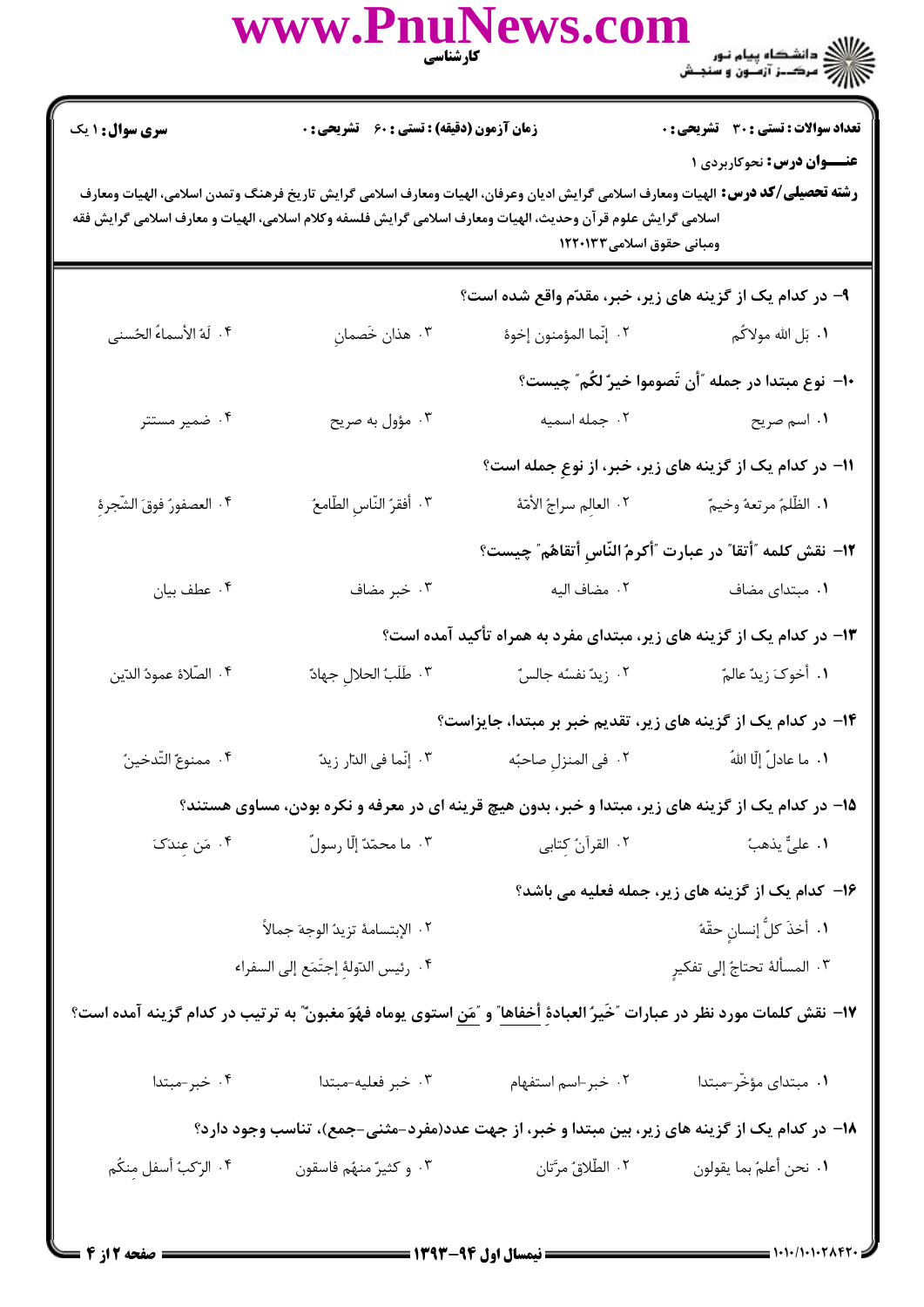**سری سؤال:** ۱ یک | **زمان آزمون (دقیقه) : تستی :** ۶۰ **تشریحی :** ۰ | **تعداد سوالات : تستی :** ۳۰ **تشریحی :** ۰

**عنـــوان درس:** نحوکاربردی ۱

**رشته تحصیلی/کد درس:** الهیات ومعارف اسلامی گرایش ادیان وعرفان، الهیات ومعارف اسلامی گرایش تاریخ فرهنگ وتمدن اسلامی، الهیات ومعارف اسلامی گرایش علوم قرآن وحدیث، الهیات ومعارف اسلامی گرایش فلسفه وکلام اسلامی، الهیات و معارف اسلامی گرایش فقه ومبانی حقوق اسلامی۱۲۲۰۱۳۳

**۹- در کدام یک از گزینه های زیر، خبر، مقدّم واقع شده است؟**

۱. بَل الله مولاکُم
۲. إنّما المؤمنون إخوة
۳. هذان خَصمانِ
۴. لَهُ الأسماءُ الحُسنی

**۱۰- نوع مبتدا در جمله "أن تَصوموا خیرٌ لکُم" چیست؟**

۱. اسم صریح
۲. جمله اسمیه
۳. مؤول به صریح
۴. ضمیر مستتر

**۱۱- در کدام یک از گزینه های زیر، خبر، از نوعِ جمله است؟**

۱. الظّلمُ مرتعهُ وخیمٌ
۲. العالِم سراجُ الأمّة
۳. أفقرُ النّاسِ الطّامعُ
۴. العصفورُ فوقَ الشّجرةِ

**۱۲- نقش کلمه "أتقا" در عبارت "أکرمُ النّاسِ أتقاهُم" چیست؟**

۱. مبتدای مضاف
۲. مضاف الیه
۳. خبر مضاف
۴. عطف بیان

**۱۳- در کدام یک از گزینه های زیر، مبتدای مفرد به همراه تأکید آمده است؟**

۱. أخوکَ زیدٌ عالمٌ
۲. زیدٌ نفسُه جالسٌ
۳. طَلَبُ الحلالِ جهادٌ
۴. الصّلاةُ عمودُ الدّین

**۱۴- در کدام یک از گزینه های زیر، تقدیم خبر بر مبتدا، جایزاست؟**

۱. ما عادلٌ إلّا اللهُ
۲. فی المنزلِ صاحبُه
۳. إنّما فی الدّار زیدٌ
۴. ممنوعٌ التّدخینُ

**۱۵- در کدام یک از گزینه های زیر، مبتدا و خبر، بدون هیچ قرینه ای در معرفه و نکره بودن، مساوی هستند؟**

۱. علیٌّ یذهبُ
۲. القرآنُ کِتابی
۳. ما محمّدٌ إلّا رسولٌ
۴. مَن عِندکَ

**۱۶- کدام یک از گزینه های زیر، جمله فعلیه می باشد؟**

۱. أخذَ کلُّ إنسانٍ حقّهُ
۲. الإبتسامةُ تزیدُ الوجهَ جمالاً
۳. المسألةُ تحتاجُ إلی تفکیرٍ
۴. رئیس الدّولةِ إجتَمَعَ إلی السفراء

**۱۷- نقش کلمات مورد نظر در عبارات "خَیرُ العبادةِ أخفاها" و "مَن استوی یوماه فهُوَ مغبونٌ" به ترتیب در کدام گزینه آمده است؟**

۱. مبتدای مؤخّر-مبتدا
۲. خبر-اسم استفهام
۳. خبر فعلیه-مبتدا
۴. خبر-مبتدا

**۱۸- در کدام یک از گزینه های زیر، بین مبتدا و خبر، از جهت عدد(مفرد-مثنی-جمع)، تناسب وجود دارد؟**

۱. نحن أعلمُ بما یقولون
۲. الطّلاقُ مرّتان
۳. و کثیرٌ منهُم فاسقون
۴. الرّکبُ أسفل مِنکُم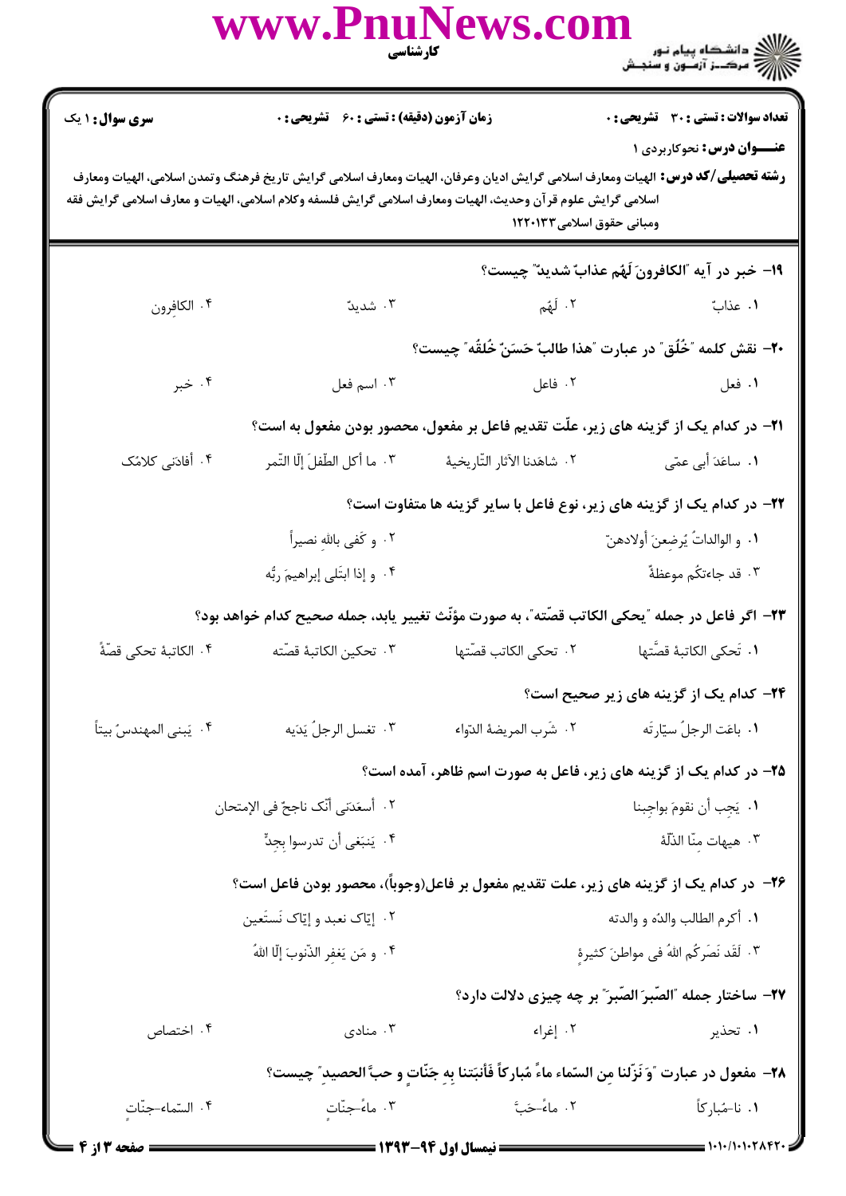**سری سوال:** ۱ یک | **زمان آزمون (دقیقه) : تستی :** ۶۰ **تشریحی :** ۰ | **تعداد سوالات : تستی :** ۳۰ **تشریحی :** ۰

**عنـــوان درس:** نحوکاربردی ۱

**رشته تحصیلی/کد درس:** الهیات ومعارف اسلامی گرایش ادیان وعرفان، الهیات ومعارف اسلامی گرایش تاریخ فرهنگ وتمدن اسلامی، الهیات ومعارف اسلامی گرایش علوم قرآن وحدیث، الهیات ومعارف اسلامی گرایش فلسفه وکلام اسلامی، الهیات و معارف اسلامی گرایش فقه ومبانی حقوق اسلامی۱۲۲۰۱۳۳

---

**۱۹- خبر در آیه "الکافرونَ لَهُم عذابٌ شدیدٌ" چیست؟**

۱. عذابٌ
۲. لَهُم
۳. شدیدٌ
۴. الکافِرون

**۲۰- نقش کلمه "خُلُق" در عبارت "هذا طالبٌ حَسَنٌ خُلقُه" چیست؟**

۱. فعل
۲. فاعل
۳. اسم فعل
۴. خبر

**۲۱- در کدام یک از گزینه های زیر، علّت تقدیم فاعل بر مفعول، محصور بودن مفعول به است؟**

۱. ساعَدَ أبی عمّی
۲. شاهَدنا الآثار التّاریخیهٔ
۳. ما أکل الطّفلَ إلّا التّمر
۴. أفادَنی کلامُک

**۲۲- در کدام یک از گزینه های زیر، نوع فاعل با سایر گزینه ها متفاوت است؟**

۱. و الوالداتُ یُرضِعنَ أولادهنّ
۲. و کَفی باللهِ نصیراً
۳. قد جاءتکُم موعظهٌ
۴. و إذا ابتَلی إبراهیمَ ربُّه

**۲۳- اگر فاعل در جمله "یحکی الکاتب قصّته"، به صورت مؤنّث تغییر یابد، جمله صحیح کدام خواهد بود؟**

۱. تَحکی الکاتبهُ قصَّتها
۲. تحکی الکاتب قصّتها
۳. تحکین الکاتبهُ قصّته
۴. الکاتبهُ تحکی قصّهً

**۲۴- کدام یک از گزینه های زیر صحیح است؟**

۱. باعَت الرجلُ سیّارتَه
۲. شَرب المریضهُ الدّواء
۳. تغسل الرجلُ یَدَیه
۴. یَبنی المهندسُ بیتاً

**۲۵- در کدام یک از گزینه های زیر، فاعل به صورت اسم ظاهر، آمده است؟**

۱. یَجِب أن نقومَ بواجِبنا
۲. أسعَدَنی أنّک ناجحٌ فی الإمتحان
۳. هیهات مِنّا الذّلّهُ
۴. یَنبَغی أن تدرسوا بِجدٍّ

**۲۶- در کدام یک از گزینه های زیر، علت تقدیم مفعول بر فاعل(وجوباً)، محصور بودن فاعل است؟**

۱. أکرم الطالب والدَه و والدته
۲. إیّاک نعبد و إیّاک نَستَعین
۳. لَقَد نَصَرکُم اللهُ فی مواطنَ کثیرهٍ
۴. و مَن یَغفِر الذّنوبَ إلّا اللهُ

**۲۷- ساختار جمله "الصّبرَ الصّبرَ" بر چه چیزی دلالت دارد؟**

۱. تحذیر
۲. إغراء
۳. منادی
۴. اختصاص

**۲۸- مفعول در عبارت "وَ نَزّلنا مِن السّماء ماءً مُبارکاً فَأنبَتنا بِهِ جَنّاتٍ و حبَّ الحصیدِ" چیست؟**

۱. نا-مُبارکاً
۲. ماءً-حَبَّ
۳. ماءً-جنّاتٍ
۴. السّماء-جنّاتٍ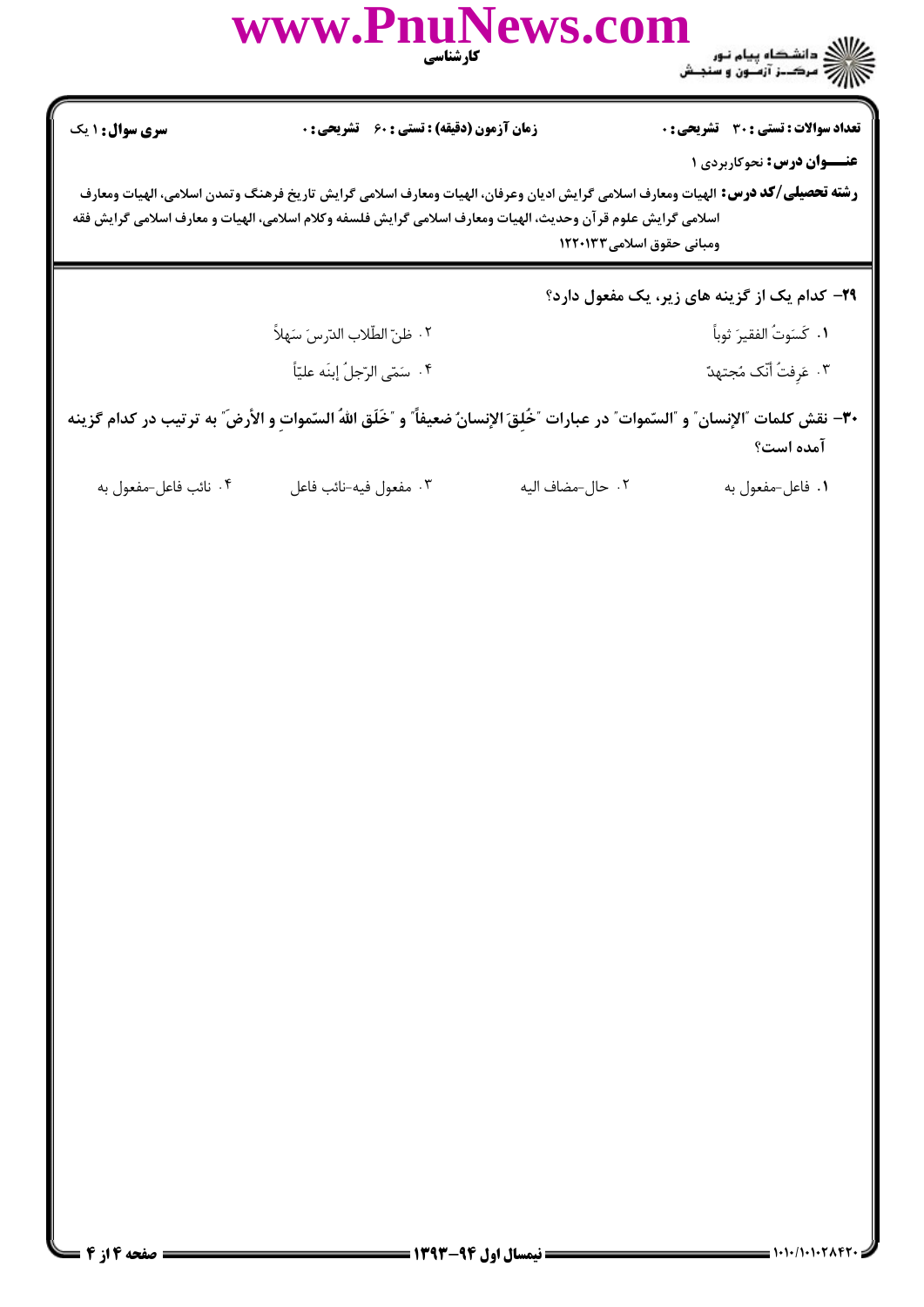**تعداد سوالات : تستی : ۳۰ تشریحی : ۰** | **زمان آزمون (دقیقه) : تستی : ۶۰ تشریحی : ۰** | **سری سوال : ۱ یک**

**عنـــوان درس:** نحوکاربردی ۱

**رشته تحصیلی/کد درس:** الهیات ومعارف اسلامی گرایش ادیان وعرفان، الهیات ومعارف اسلامی گرایش تاریخ فرهنگ وتمدن اسلامی، الهیات ومعارف اسلامی گرایش علوم قرآن وحدیث، الهیات ومعارف اسلامی گرایش فلسفه وکلام اسلامی، الهیات و معارف اسلامی گرایش فقه ومبانی حقوق اسلامی۱۲۲۰۱۳۳

**۲۹- کدام یک از گزینه های زیر، یک مفعول دارد؟**

۱. کَسَوتُ الفقیرَ ثوباً

۲. ظنّ الطّلاب الدّرسَ سَهلاً

۳. عَرِفتُ أنّک مُجتهدٌ

۴. سَمّی الرّجلُ إبنَه علیّاً

**۳۰- نقش کلمات "الإنسان" و "السّموات" در عبارات "خُلِقَ الإنسانُ ضعیفاً" و "خَلَقَ اللهُ السّمواتِ و الأرضَ" به ترتیب در کدام گزینه آمده است؟**

۱. فاعل-مفعول به

۲. حال-مضاف الیه

۳. مفعول فیه-نائب فاعل

۴. نائب فاعل-مفعول به